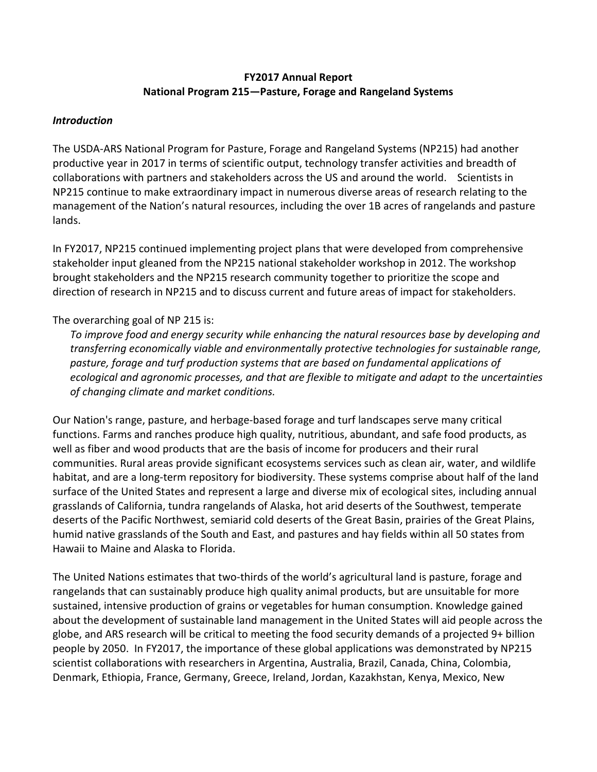**FY2017 Annual Report**
**National Program 215—Pasture, Forage and Rangeland Systems**

***Introduction***

The USDA-ARS National Program for Pasture, Forage and Rangeland Systems (NP215) had another productive year in 2017 in terms of scientific output, technology transfer activities and breadth of collaborations with partners and stakeholders across the US and around the world. Scientists in NP215 continue to make extraordinary impact in numerous diverse areas of research relating to the management of the Nation's natural resources, including the over 1B acres of rangelands and pasture lands.

In FY2017, NP215 continued implementing project plans that were developed from comprehensive stakeholder input gleaned from the NP215 national stakeholder workshop in 2012. The workshop brought stakeholders and the NP215 research community together to prioritize the scope and direction of research in NP215 and to discuss current and future areas of impact for stakeholders.

The overarching goal of NP 215 is:

*To improve food and energy security while enhancing the natural resources base by developing and transferring economically viable and environmentally protective technologies for sustainable range, pasture, forage and turf production systems that are based on fundamental applications of ecological and agronomic processes, and that are flexible to mitigate and adapt to the uncertainties of changing climate and market conditions.*

Our Nation's range, pasture, and herbage-based forage and turf landscapes serve many critical functions. Farms and ranches produce high quality, nutritious, abundant, and safe food products, as well as fiber and wood products that are the basis of income for producers and their rural communities. Rural areas provide significant ecosystems services such as clean air, water, and wildlife habitat, and are a long-term repository for biodiversity. These systems comprise about half of the land surface of the United States and represent a large and diverse mix of ecological sites, including annual grasslands of California, tundra rangelands of Alaska, hot arid deserts of the Southwest, temperate deserts of the Pacific Northwest, semiarid cold deserts of the Great Basin, prairies of the Great Plains, humid native grasslands of the South and East, and pastures and hay fields within all 50 states from Hawaii to Maine and Alaska to Florida.

The United Nations estimates that two-thirds of the world's agricultural land is pasture, forage and rangelands that can sustainably produce high quality animal products, but are unsuitable for more sustained, intensive production of grains or vegetables for human consumption. Knowledge gained about the development of sustainable land management in the United States will aid people across the globe, and ARS research will be critical to meeting the food security demands of a projected 9+ billion people by 2050. In FY2017, the importance of these global applications was demonstrated by NP215 scientist collaborations with researchers in Argentina, Australia, Brazil, Canada, China, Colombia, Denmark, Ethiopia, France, Germany, Greece, Ireland, Jordan, Kazakhstan, Kenya, Mexico, New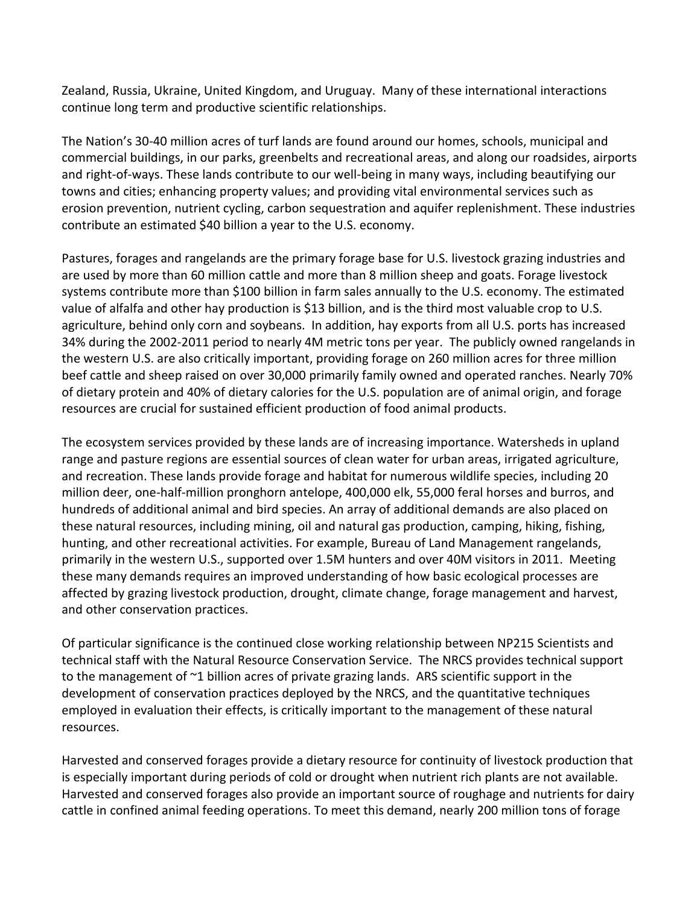Zealand, Russia, Ukraine, United Kingdom, and Uruguay. Many of these international interactions continue long term and productive scientific relationships.

The Nation's 30-40 million acres of turf lands are found around our homes, schools, municipal and commercial buildings, in our parks, greenbelts and recreational areas, and along our roadsides, airports and right-of-ways. These lands contribute to our well-being in many ways, including beautifying our towns and cities; enhancing property values; and providing vital environmental services such as erosion prevention, nutrient cycling, carbon sequestration and aquifer replenishment. These industries contribute an estimated $40 billion a year to the U.S. economy.

Pastures, forages and rangelands are the primary forage base for U.S. livestock grazing industries and are used by more than 60 million cattle and more than 8 million sheep and goats. Forage livestock systems contribute more than $100 billion in farm sales annually to the U.S. economy. The estimated value of alfalfa and other hay production is $13 billion, and is the third most valuable crop to U.S. agriculture, behind only corn and soybeans. In addition, hay exports from all U.S. ports has increased 34% during the 2002-2011 period to nearly 4M metric tons per year. The publicly owned rangelands in the western U.S. are also critically important, providing forage on 260 million acres for three million beef cattle and sheep raised on over 30,000 primarily family owned and operated ranches. Nearly 70% of dietary protein and 40% of dietary calories for the U.S. population are of animal origin, and forage resources are crucial for sustained efficient production of food animal products.

The ecosystem services provided by these lands are of increasing importance. Watersheds in upland range and pasture regions are essential sources of clean water for urban areas, irrigated agriculture, and recreation. These lands provide forage and habitat for numerous wildlife species, including 20 million deer, one-half-million pronghorn antelope, 400,000 elk, 55,000 feral horses and burros, and hundreds of additional animal and bird species. An array of additional demands are also placed on these natural resources, including mining, oil and natural gas production, camping, hiking, fishing, hunting, and other recreational activities. For example, Bureau of Land Management rangelands, primarily in the western U.S., supported over 1.5M hunters and over 40M visitors in 2011. Meeting these many demands requires an improved understanding of how basic ecological processes are affected by grazing livestock production, drought, climate change, forage management and harvest, and other conservation practices.

Of particular significance is the continued close working relationship between NP215 Scientists and technical staff with the Natural Resource Conservation Service. The NRCS provides technical support to the management of ~1 billion acres of private grazing lands. ARS scientific support in the development of conservation practices deployed by the NRCS, and the quantitative techniques employed in evaluation their effects, is critically important to the management of these natural resources.

Harvested and conserved forages provide a dietary resource for continuity of livestock production that is especially important during periods of cold or drought when nutrient rich plants are not available. Harvested and conserved forages also provide an important source of roughage and nutrients for dairy cattle in confined animal feeding operations. To meet this demand, nearly 200 million tons of forage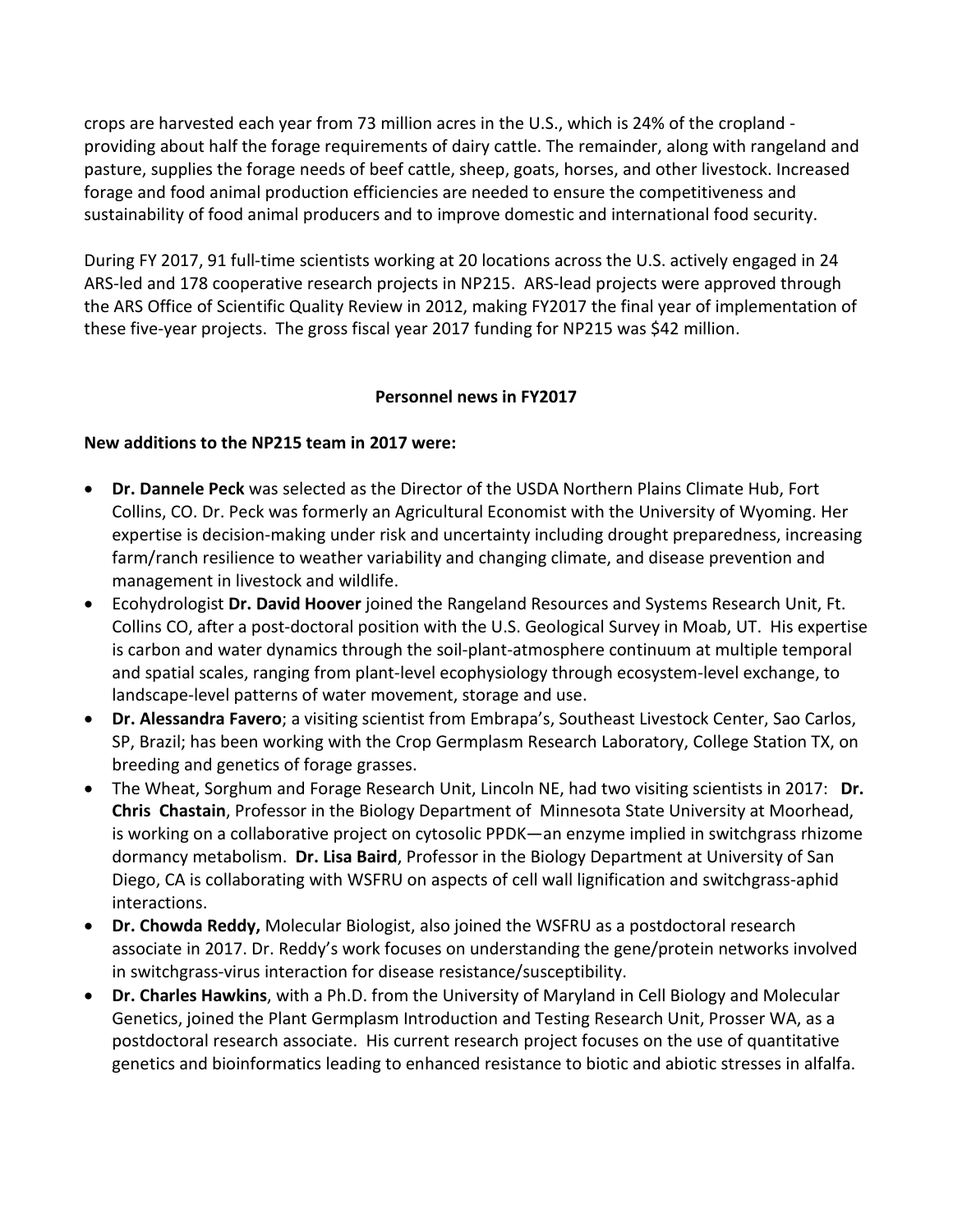crops are harvested each year from 73 million acres in the U.S., which is 24% of the cropland - providing about half the forage requirements of dairy cattle. The remainder, along with rangeland and pasture, supplies the forage needs of beef cattle, sheep, goats, horses, and other livestock. Increased forage and food animal production efficiencies are needed to ensure the competitiveness and sustainability of food animal producers and to improve domestic and international food security.

During FY 2017, 91 full-time scientists working at 20 locations across the U.S. actively engaged in 24 ARS-led and 178 cooperative research projects in NP215. ARS-lead projects were approved through the ARS Office of Scientific Quality Review in 2012, making FY2017 the final year of implementation of these five-year projects. The gross fiscal year 2017 funding for NP215 was $42 million.

## Personnel news in FY2017

### New additions to the NP215 team in 2017 were:

- **Dr. Dannele Peck** was selected as the Director of the USDA Northern Plains Climate Hub, Fort Collins, CO. Dr. Peck was formerly an Agricultural Economist with the University of Wyoming. Her expertise is decision-making under risk and uncertainty including drought preparedness, increasing farm/ranch resilience to weather variability and changing climate, and disease prevention and management in livestock and wildlife.
- Ecohydrologist **Dr. David Hoover** joined the Rangeland Resources and Systems Research Unit, Ft. Collins CO, after a post-doctoral position with the U.S. Geological Survey in Moab, UT. His expertise is carbon and water dynamics through the soil-plant-atmosphere continuum at multiple temporal and spatial scales, ranging from plant-level ecophysiology through ecosystem-level exchange, to landscape-level patterns of water movement, storage and use.
- **Dr. Alessandra Favero**; a visiting scientist from Embrapa's, Southeast Livestock Center, Sao Carlos, SP, Brazil; has been working with the Crop Germplasm Research Laboratory, College Station TX, on breeding and genetics of forage grasses.
- The Wheat, Sorghum and Forage Research Unit, Lincoln NE, had two visiting scientists in 2017: **Dr. Chris Chastain**, Professor in the Biology Department of Minnesota State University at Moorhead, is working on a collaborative project on cytosolic PPDK—an enzyme implied in switchgrass rhizome dormancy metabolism. **Dr. Lisa Baird**, Professor in the Biology Department at University of San Diego, CA is collaborating with WSFRU on aspects of cell wall lignification and switchgrass-aphid interactions.
- **Dr. Chowda Reddy,** Molecular Biologist, also joined the WSFRU as a postdoctoral research associate in 2017. Dr. Reddy's work focuses on understanding the gene/protein networks involved in switchgrass-virus interaction for disease resistance/susceptibility.
- **Dr. Charles Hawkins**, with a Ph.D. from the University of Maryland in Cell Biology and Molecular Genetics, joined the Plant Germplasm Introduction and Testing Research Unit, Prosser WA, as a postdoctoral research associate. His current research project focuses on the use of quantitative genetics and bioinformatics leading to enhanced resistance to biotic and abiotic stresses in alfalfa.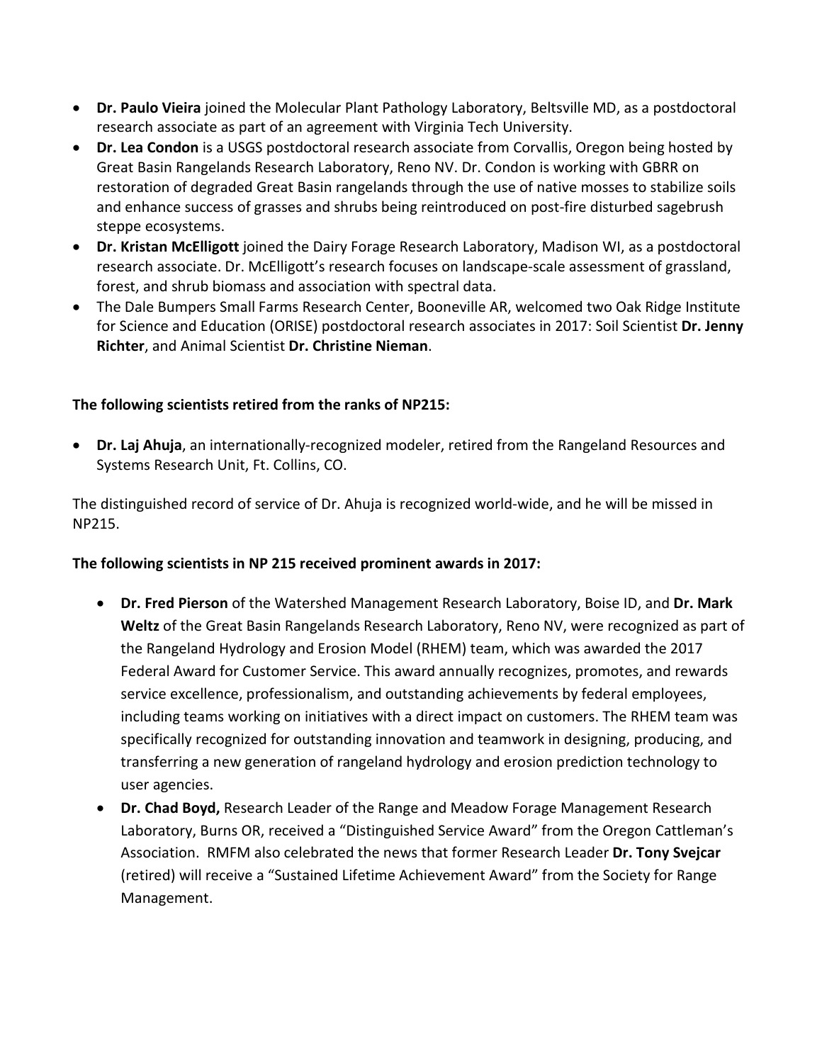- **Dr. Paulo Vieira** joined the Molecular Plant Pathology Laboratory, Beltsville MD, as a postdoctoral research associate as part of an agreement with Virginia Tech University.
- **Dr. Lea Condon** is a USGS postdoctoral research associate from Corvallis, Oregon being hosted by Great Basin Rangelands Research Laboratory, Reno NV. Dr. Condon is working with GBRR on restoration of degraded Great Basin rangelands through the use of native mosses to stabilize soils and enhance success of grasses and shrubs being reintroduced on post-fire disturbed sagebrush steppe ecosystems.
- **Dr. Kristan McElligott** joined the Dairy Forage Research Laboratory, Madison WI, as a postdoctoral research associate. Dr. McElligott's research focuses on landscape-scale assessment of grassland, forest, and shrub biomass and association with spectral data.
- The Dale Bumpers Small Farms Research Center, Booneville AR, welcomed two Oak Ridge Institute for Science and Education (ORISE) postdoctoral research associates in 2017: Soil Scientist **Dr. Jenny Richter**, and Animal Scientist **Dr. Christine Nieman**.

**The following scientists retired from the ranks of NP215:**

- **Dr. Laj Ahuja**, an internationally-recognized modeler, retired from the Rangeland Resources and Systems Research Unit, Ft. Collins, CO.

The distinguished record of service of Dr. Ahuja is recognized world-wide, and he will be missed in NP215.

**The following scientists in NP 215 received prominent awards in 2017:**

- **Dr. Fred Pierson** of the Watershed Management Research Laboratory, Boise ID, and **Dr. Mark Weltz** of the Great Basin Rangelands Research Laboratory, Reno NV, were recognized as part of the Rangeland Hydrology and Erosion Model (RHEM) team, which was awarded the 2017 Federal Award for Customer Service. This award annually recognizes, promotes, and rewards service excellence, professionalism, and outstanding achievements by federal employees, including teams working on initiatives with a direct impact on customers. The RHEM team was specifically recognized for outstanding innovation and teamwork in designing, producing, and transferring a new generation of rangeland hydrology and erosion prediction technology to user agencies.
- **Dr. Chad Boyd,** Research Leader of the Range and Meadow Forage Management Research Laboratory, Burns OR, received a "Distinguished Service Award" from the Oregon Cattleman's Association. RMFM also celebrated the news that former Research Leader **Dr. Tony Svejcar** (retired) will receive a "Sustained Lifetime Achievement Award" from the Society for Range Management.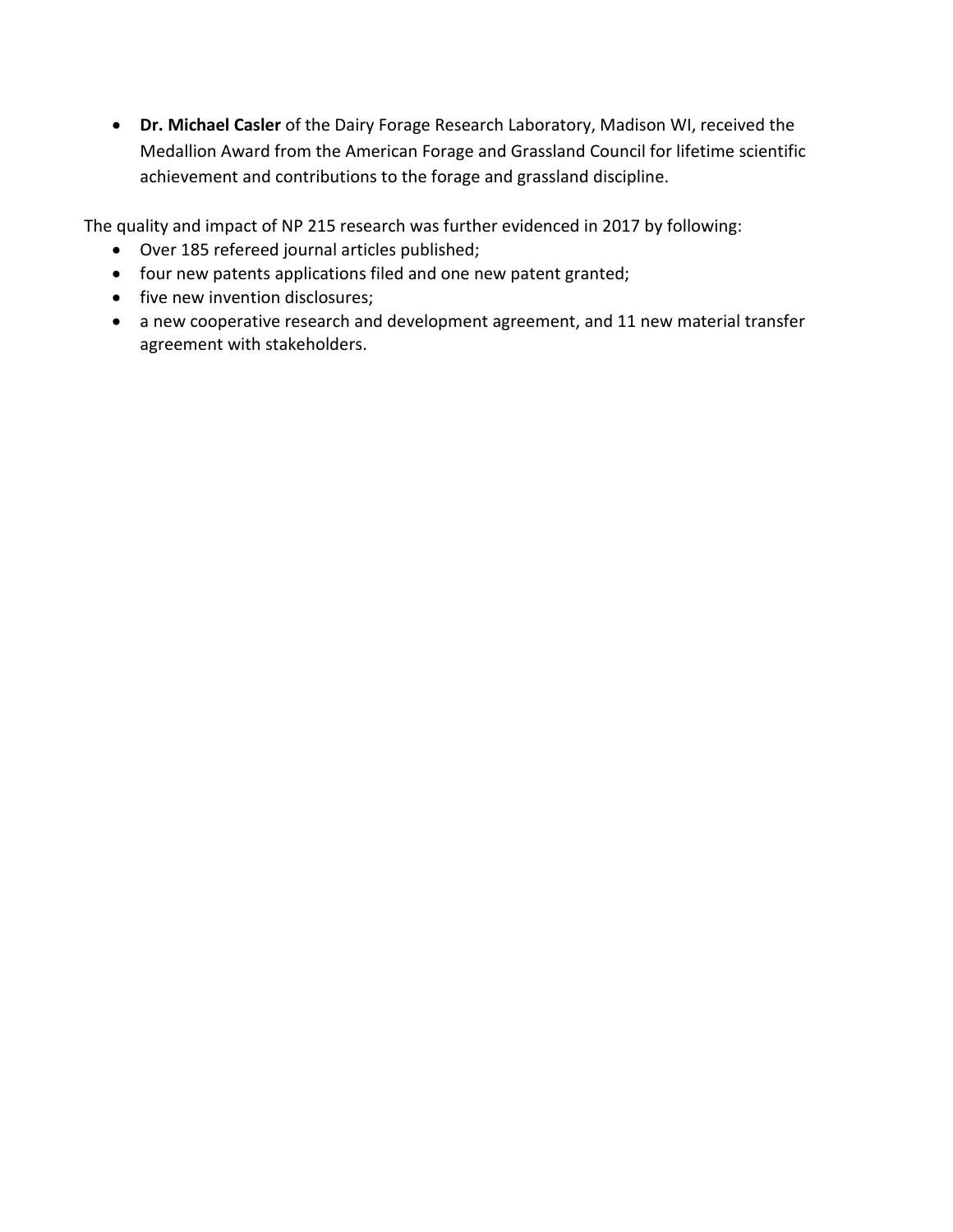- **Dr. Michael Casler** of the Dairy Forage Research Laboratory, Madison WI, received the Medallion Award from the American Forage and Grassland Council for lifetime scientific achievement and contributions to the forage and grassland discipline.

The quality and impact of NP 215 research was further evidenced in 2017 by following:

- Over 185 refereed journal articles published;
- four new patents applications filed and one new patent granted;
- five new invention disclosures;
- a new cooperative research and development agreement, and 11 new material transfer agreement with stakeholders.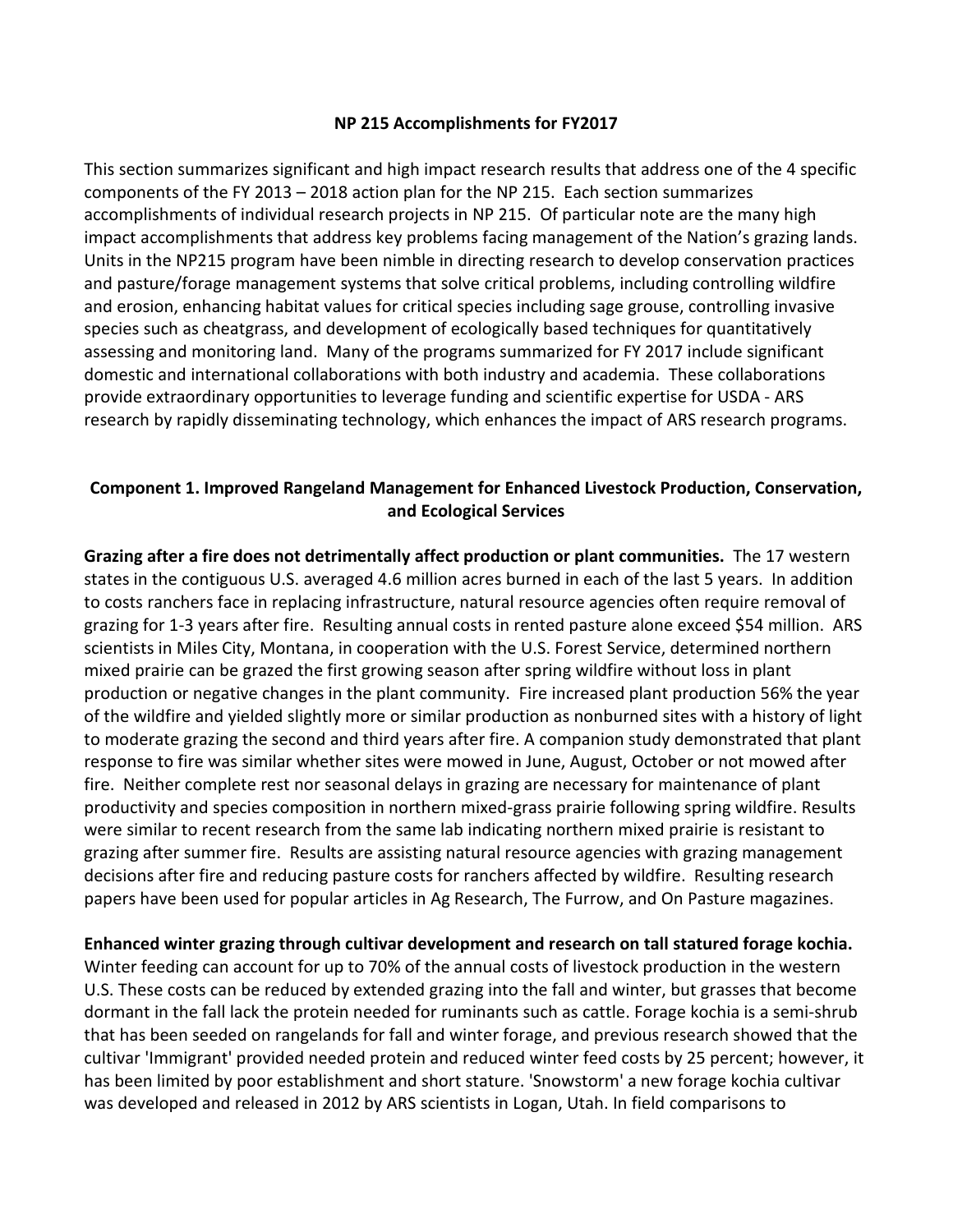## NP 215 Accomplishments for FY2017

This section summarizes significant and high impact research results that address one of the 4 specific components of the FY 2013 – 2018 action plan for the NP 215. Each section summarizes accomplishments of individual research projects in NP 215. Of particular note are the many high impact accomplishments that address key problems facing management of the Nation's grazing lands. Units in the NP215 program have been nimble in directing research to develop conservation practices and pasture/forage management systems that solve critical problems, including controlling wildfire and erosion, enhancing habitat values for critical species including sage grouse, controlling invasive species such as cheatgrass, and development of ecologically based techniques for quantitatively assessing and monitoring land. Many of the programs summarized for FY 2017 include significant domestic and international collaborations with both industry and academia. These collaborations provide extraordinary opportunities to leverage funding and scientific expertise for USDA - ARS research by rapidly disseminating technology, which enhances the impact of ARS research programs.

### Component 1. Improved Rangeland Management for Enhanced Livestock Production, Conservation, and Ecological Services

**Grazing after a fire does not detrimentally affect production or plant communities.** The 17 western states in the contiguous U.S. averaged 4.6 million acres burned in each of the last 5 years. In addition to costs ranchers face in replacing infrastructure, natural resource agencies often require removal of grazing for 1-3 years after fire. Resulting annual costs in rented pasture alone exceed $54 million. ARS scientists in Miles City, Montana, in cooperation with the U.S. Forest Service, determined northern mixed prairie can be grazed the first growing season after spring wildfire without loss in plant production or negative changes in the plant community. Fire increased plant production 56% the year of the wildfire and yielded slightly more or similar production as nonburned sites with a history of light to moderate grazing the second and third years after fire. A companion study demonstrated that plant response to fire was similar whether sites were mowed in June, August, October or not mowed after fire. Neither complete rest nor seasonal delays in grazing are necessary for maintenance of plant productivity and species composition in northern mixed-grass prairie following spring wildfire. Results were similar to recent research from the same lab indicating northern mixed prairie is resistant to grazing after summer fire. Results are assisting natural resource agencies with grazing management decisions after fire and reducing pasture costs for ranchers affected by wildfire. Resulting research papers have been used for popular articles in Ag Research, The Furrow, and On Pasture magazines.

**Enhanced winter grazing through cultivar development and research on tall statured forage kochia.** Winter feeding can account for up to 70% of the annual costs of livestock production in the western U.S. These costs can be reduced by extended grazing into the fall and winter, but grasses that become dormant in the fall lack the protein needed for ruminants such as cattle. Forage kochia is a semi-shrub that has been seeded on rangelands for fall and winter forage, and previous research showed that the cultivar 'Immigrant' provided needed protein and reduced winter feed costs by 25 percent; however, it has been limited by poor establishment and short stature. 'Snowstorm' a new forage kochia cultivar was developed and released in 2012 by ARS scientists in Logan, Utah. In field comparisons to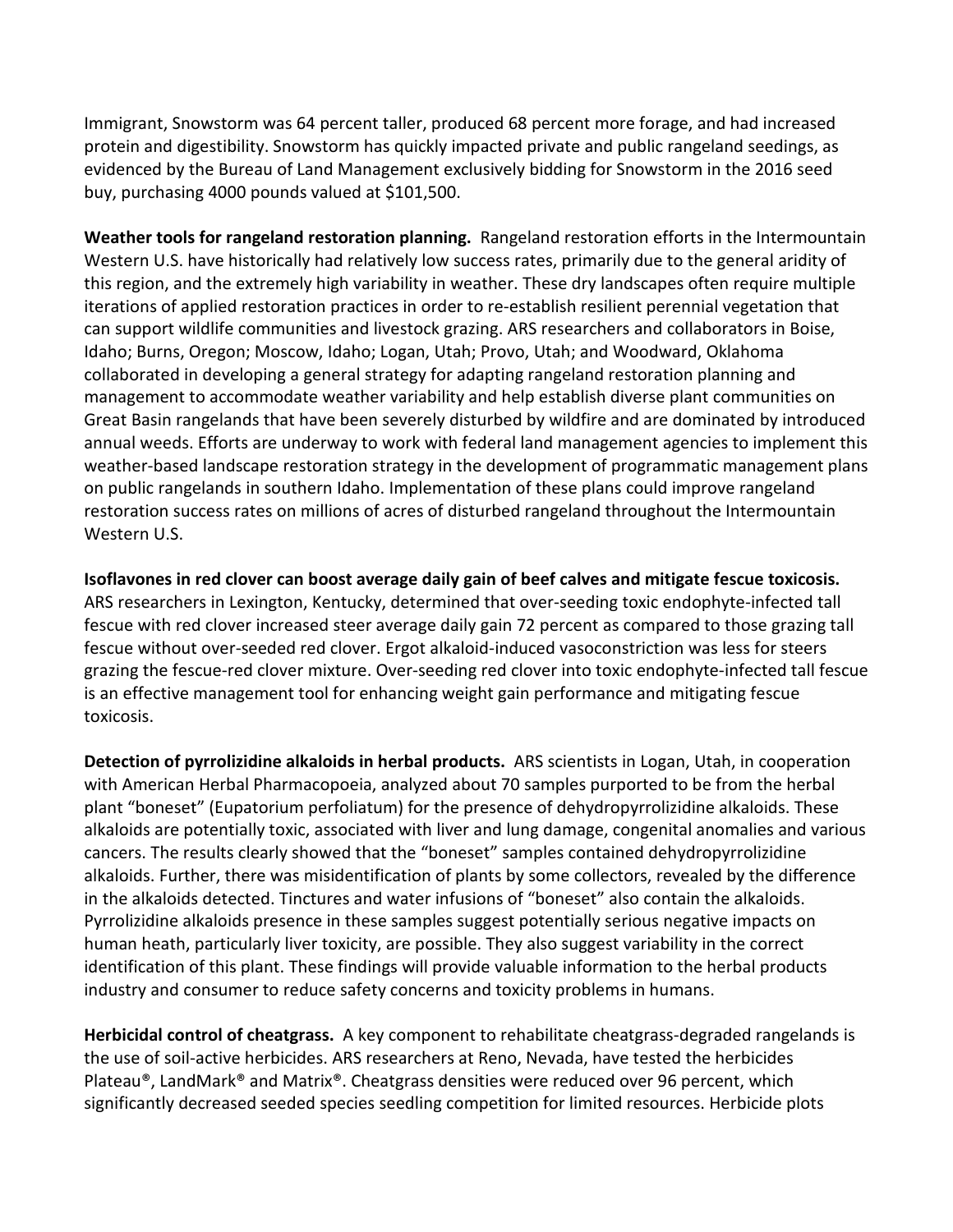Immigrant, Snowstorm was 64 percent taller, produced 68 percent more forage, and had increased protein and digestibility. Snowstorm has quickly impacted private and public rangeland seedings, as evidenced by the Bureau of Land Management exclusively bidding for Snowstorm in the 2016 seed buy, purchasing 4000 pounds valued at $101,500.

**Weather tools for rangeland restoration planning.** Rangeland restoration efforts in the Intermountain Western U.S. have historically had relatively low success rates, primarily due to the general aridity of this region, and the extremely high variability in weather. These dry landscapes often require multiple iterations of applied restoration practices in order to re-establish resilient perennial vegetation that can support wildlife communities and livestock grazing. ARS researchers and collaborators in Boise, Idaho; Burns, Oregon; Moscow, Idaho; Logan, Utah; Provo, Utah; and Woodward, Oklahoma collaborated in developing a general strategy for adapting rangeland restoration planning and management to accommodate weather variability and help establish diverse plant communities on Great Basin rangelands that have been severely disturbed by wildfire and are dominated by introduced annual weeds. Efforts are underway to work with federal land management agencies to implement this weather-based landscape restoration strategy in the development of programmatic management plans on public rangelands in southern Idaho. Implementation of these plans could improve rangeland restoration success rates on millions of acres of disturbed rangeland throughout the Intermountain Western U.S.

**Isoflavones in red clover can boost average daily gain of beef calves and mitigate fescue toxicosis.** ARS researchers in Lexington, Kentucky, determined that over-seeding toxic endophyte-infected tall fescue with red clover increased steer average daily gain 72 percent as compared to those grazing tall fescue without over-seeded red clover. Ergot alkaloid-induced vasoconstriction was less for steers grazing the fescue-red clover mixture. Over-seeding red clover into toxic endophyte-infected tall fescue is an effective management tool for enhancing weight gain performance and mitigating fescue toxicosis.

**Detection of pyrrolizidine alkaloids in herbal products.** ARS scientists in Logan, Utah, in cooperation with American Herbal Pharmacopoeia, analyzed about 70 samples purported to be from the herbal plant "boneset" (Eupatorium perfoliatum) for the presence of dehydropyrrolizidine alkaloids. These alkaloids are potentially toxic, associated with liver and lung damage, congenital anomalies and various cancers. The results clearly showed that the "boneset" samples contained dehydropyrrolizidine alkaloids. Further, there was misidentification of plants by some collectors, revealed by the difference in the alkaloids detected. Tinctures and water infusions of "boneset" also contain the alkaloids. Pyrrolizidine alkaloids presence in these samples suggest potentially serious negative impacts on human heath, particularly liver toxicity, are possible. They also suggest variability in the correct identification of this plant. These findings will provide valuable information to the herbal products industry and consumer to reduce safety concerns and toxicity problems in humans.

**Herbicidal control of cheatgrass.** A key component to rehabilitate cheatgrass-degraded rangelands is the use of soil-active herbicides. ARS researchers at Reno, Nevada, have tested the herbicides Plateau®, LandMark® and Matrix®. Cheatgrass densities were reduced over 96 percent, which significantly decreased seeded species seedling competition for limited resources. Herbicide plots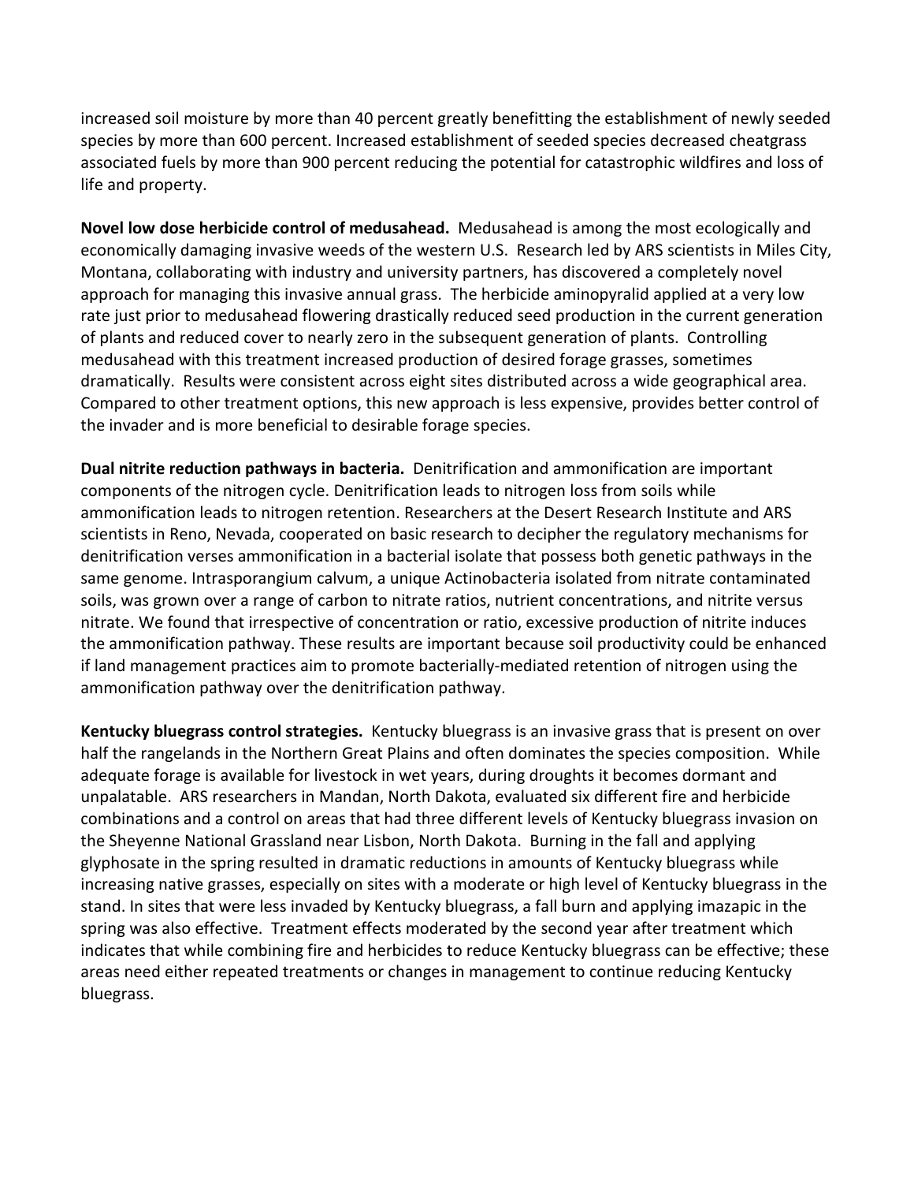increased soil moisture by more than 40 percent greatly benefitting the establishment of newly seeded species by more than 600 percent. Increased establishment of seeded species decreased cheatgrass associated fuels by more than 900 percent reducing the potential for catastrophic wildfires and loss of life and property.

**Novel low dose herbicide control of medusahead.** Medusahead is among the most ecologically and economically damaging invasive weeds of the western U.S. Research led by ARS scientists in Miles City, Montana, collaborating with industry and university partners, has discovered a completely novel approach for managing this invasive annual grass. The herbicide aminopyralid applied at a very low rate just prior to medusahead flowering drastically reduced seed production in the current generation of plants and reduced cover to nearly zero in the subsequent generation of plants. Controlling medusahead with this treatment increased production of desired forage grasses, sometimes dramatically. Results were consistent across eight sites distributed across a wide geographical area. Compared to other treatment options, this new approach is less expensive, provides better control of the invader and is more beneficial to desirable forage species.

**Dual nitrite reduction pathways in bacteria.** Denitrification and ammonification are important components of the nitrogen cycle. Denitrification leads to nitrogen loss from soils while ammonification leads to nitrogen retention. Researchers at the Desert Research Institute and ARS scientists in Reno, Nevada, cooperated on basic research to decipher the regulatory mechanisms for denitrification verses ammonification in a bacterial isolate that possess both genetic pathways in the same genome. Intrasporangium calvum, a unique Actinobacteria isolated from nitrate contaminated soils, was grown over a range of carbon to nitrate ratios, nutrient concentrations, and nitrite versus nitrate. We found that irrespective of concentration or ratio, excessive production of nitrite induces the ammonification pathway. These results are important because soil productivity could be enhanced if land management practices aim to promote bacterially-mediated retention of nitrogen using the ammonification pathway over the denitrification pathway.

**Kentucky bluegrass control strategies.** Kentucky bluegrass is an invasive grass that is present on over half the rangelands in the Northern Great Plains and often dominates the species composition. While adequate forage is available for livestock in wet years, during droughts it becomes dormant and unpalatable. ARS researchers in Mandan, North Dakota, evaluated six different fire and herbicide combinations and a control on areas that had three different levels of Kentucky bluegrass invasion on the Sheyenne National Grassland near Lisbon, North Dakota. Burning in the fall and applying glyphosate in the spring resulted in dramatic reductions in amounts of Kentucky bluegrass while increasing native grasses, especially on sites with a moderate or high level of Kentucky bluegrass in the stand. In sites that were less invaded by Kentucky bluegrass, a fall burn and applying imazapic in the spring was also effective. Treatment effects moderated by the second year after treatment which indicates that while combining fire and herbicides to reduce Kentucky bluegrass can be effective; these areas need either repeated treatments or changes in management to continue reducing Kentucky bluegrass.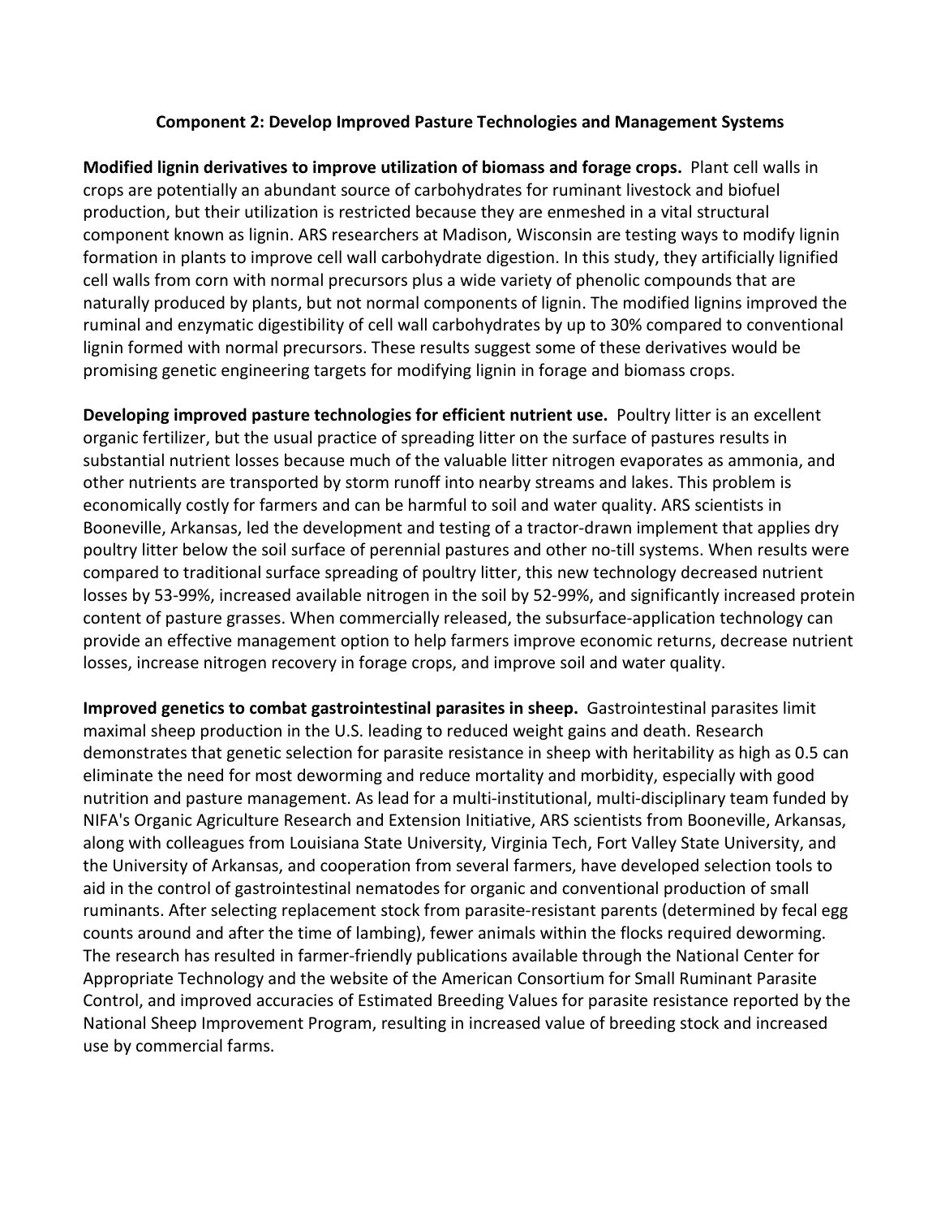## Component 2: Develop Improved Pasture Technologies and Management Systems

**Modified lignin derivatives to improve utilization of biomass and forage crops.** Plant cell walls in crops are potentially an abundant source of carbohydrates for ruminant livestock and biofuel production, but their utilization is restricted because they are enmeshed in a vital structural component known as lignin. ARS researchers at Madison, Wisconsin are testing ways to modify lignin formation in plants to improve cell wall carbohydrate digestion. In this study, they artificially lignified cell walls from corn with normal precursors plus a wide variety of phenolic compounds that are naturally produced by plants, but not normal components of lignin. The modified lignins improved the ruminal and enzymatic digestibility of cell wall carbohydrates by up to 30% compared to conventional lignin formed with normal precursors. These results suggest some of these derivatives would be promising genetic engineering targets for modifying lignin in forage and biomass crops.

**Developing improved pasture technologies for efficient nutrient use.** Poultry litter is an excellent organic fertilizer, but the usual practice of spreading litter on the surface of pastures results in substantial nutrient losses because much of the valuable litter nitrogen evaporates as ammonia, and other nutrients are transported by storm runoff into nearby streams and lakes. This problem is economically costly for farmers and can be harmful to soil and water quality. ARS scientists in Booneville, Arkansas, led the development and testing of a tractor-drawn implement that applies dry poultry litter below the soil surface of perennial pastures and other no-till systems. When results were compared to traditional surface spreading of poultry litter, this new technology decreased nutrient losses by 53-99%, increased available nitrogen in the soil by 52-99%, and significantly increased protein content of pasture grasses. When commercially released, the subsurface-application technology can provide an effective management option to help farmers improve economic returns, decrease nutrient losses, increase nitrogen recovery in forage crops, and improve soil and water quality.

**Improved genetics to combat gastrointestinal parasites in sheep.** Gastrointestinal parasites limit maximal sheep production in the U.S. leading to reduced weight gains and death. Research demonstrates that genetic selection for parasite resistance in sheep with heritability as high as 0.5 can eliminate the need for most deworming and reduce mortality and morbidity, especially with good nutrition and pasture management. As lead for a multi-institutional, multi-disciplinary team funded by NIFA's Organic Agriculture Research and Extension Initiative, ARS scientists from Booneville, Arkansas, along with colleagues from Louisiana State University, Virginia Tech, Fort Valley State University, and the University of Arkansas, and cooperation from several farmers, have developed selection tools to aid in the control of gastrointestinal nematodes for organic and conventional production of small ruminants. After selecting replacement stock from parasite-resistant parents (determined by fecal egg counts around and after the time of lambing), fewer animals within the flocks required deworming. The research has resulted in farmer-friendly publications available through the National Center for Appropriate Technology and the website of the American Consortium for Small Ruminant Parasite Control, and improved accuracies of Estimated Breeding Values for parasite resistance reported by the National Sheep Improvement Program, resulting in increased value of breeding stock and increased use by commercial farms.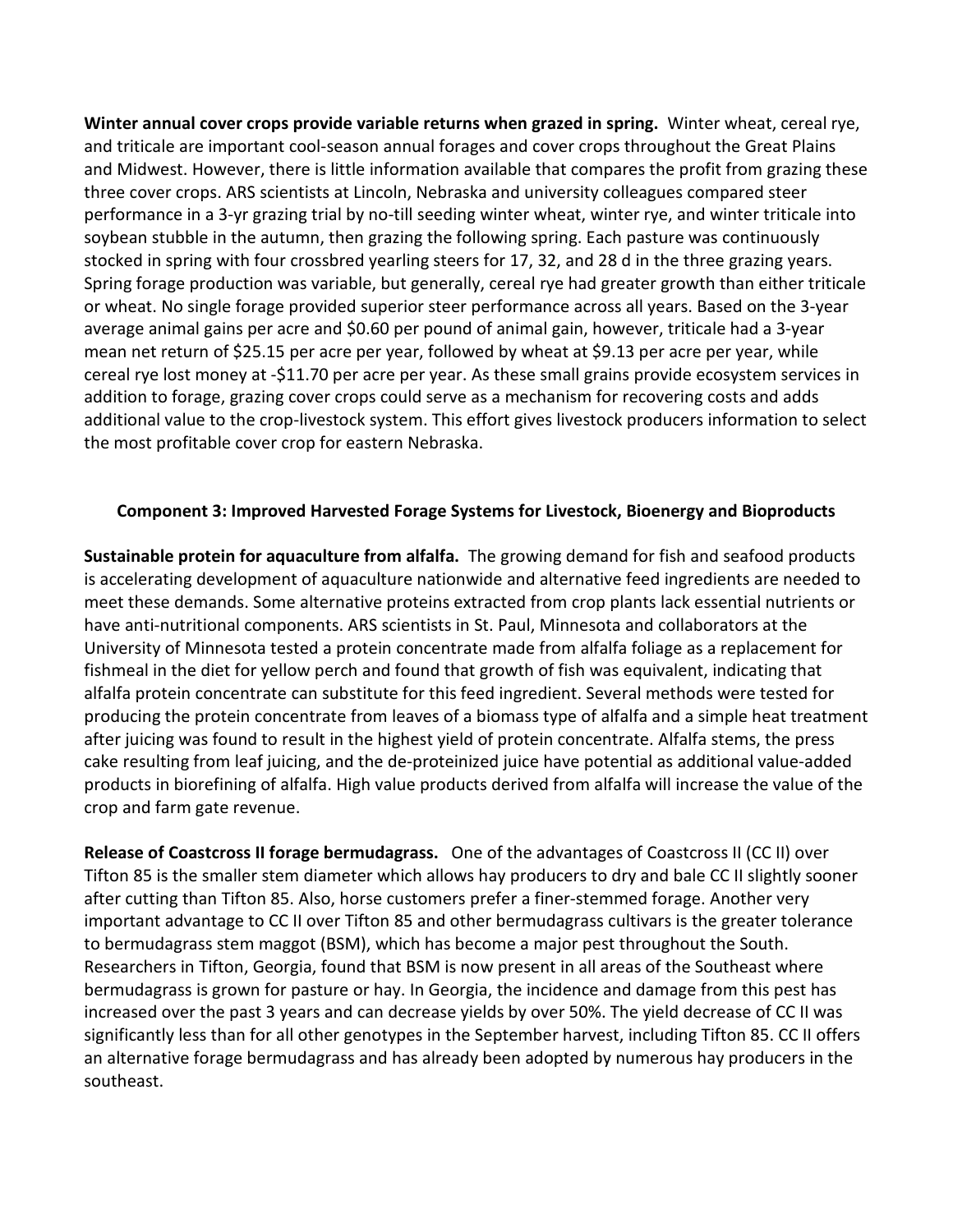**Winter annual cover crops provide variable returns when grazed in spring.** Winter wheat, cereal rye, and triticale are important cool-season annual forages and cover crops throughout the Great Plains and Midwest. However, there is little information available that compares the profit from grazing these three cover crops. ARS scientists at Lincoln, Nebraska and university colleagues compared steer performance in a 3-yr grazing trial by no-till seeding winter wheat, winter rye, and winter triticale into soybean stubble in the autumn, then grazing the following spring. Each pasture was continuously stocked in spring with four crossbred yearling steers for 17, 32, and 28 d in the three grazing years. Spring forage production was variable, but generally, cereal rye had greater growth than either triticale or wheat. No single forage provided superior steer performance across all years. Based on the 3-year average animal gains per acre and $0.60 per pound of animal gain, however, triticale had a 3-year mean net return of $25.15 per acre per year, followed by wheat at $9.13 per acre per year, while cereal rye lost money at -$11.70 per acre per year. As these small grains provide ecosystem services in addition to forage, grazing cover crops could serve as a mechanism for recovering costs and adds additional value to the crop-livestock system. This effort gives livestock producers information to select the most profitable cover crop for eastern Nebraska.

### Component 3: Improved Harvested Forage Systems for Livestock, Bioenergy and Bioproducts

**Sustainable protein for aquaculture from alfalfa.** The growing demand for fish and seafood products is accelerating development of aquaculture nationwide and alternative feed ingredients are needed to meet these demands. Some alternative proteins extracted from crop plants lack essential nutrients or have anti-nutritional components. ARS scientists in St. Paul, Minnesota and collaborators at the University of Minnesota tested a protein concentrate made from alfalfa foliage as a replacement for fishmeal in the diet for yellow perch and found that growth of fish was equivalent, indicating that alfalfa protein concentrate can substitute for this feed ingredient. Several methods were tested for producing the protein concentrate from leaves of a biomass type of alfalfa and a simple heat treatment after juicing was found to result in the highest yield of protein concentrate. Alfalfa stems, the press cake resulting from leaf juicing, and the de-proteinized juice have potential as additional value-added products in biorefining of alfalfa. High value products derived from alfalfa will increase the value of the crop and farm gate revenue.

**Release of Coastcross II forage bermudagrass.** One of the advantages of Coastcross II (CC II) over Tifton 85 is the smaller stem diameter which allows hay producers to dry and bale CC II slightly sooner after cutting than Tifton 85. Also, horse customers prefer a finer-stemmed forage. Another very important advantage to CC II over Tifton 85 and other bermudagrass cultivars is the greater tolerance to bermudagrass stem maggot (BSM), which has become a major pest throughout the South. Researchers in Tifton, Georgia, found that BSM is now present in all areas of the Southeast where bermudagrass is grown for pasture or hay. In Georgia, the incidence and damage from this pest has increased over the past 3 years and can decrease yields by over 50%. The yield decrease of CC II was significantly less than for all other genotypes in the September harvest, including Tifton 85. CC II offers an alternative forage bermudagrass and has already been adopted by numerous hay producers in the southeast.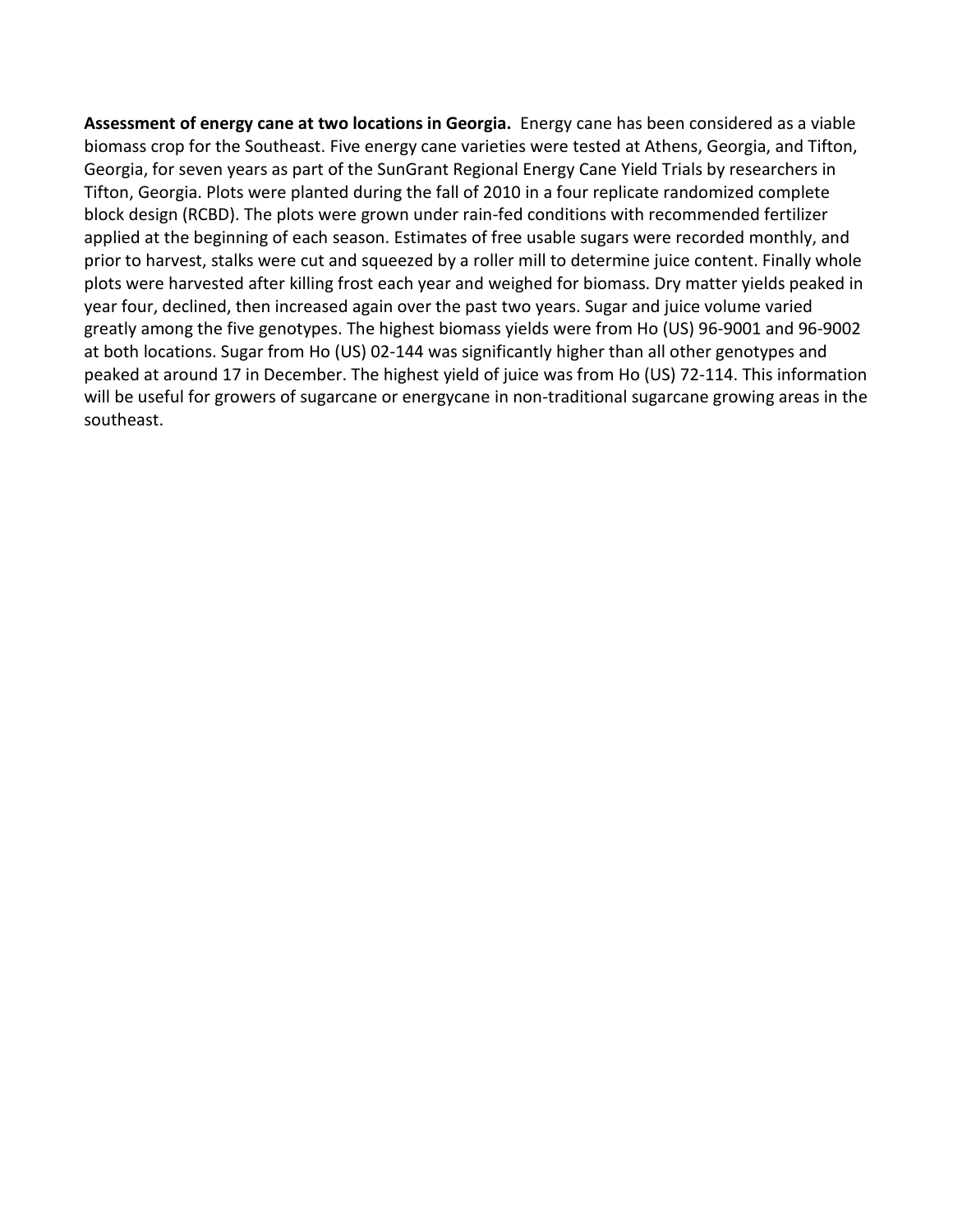**Assessment of energy cane at two locations in Georgia.** Energy cane has been considered as a viable biomass crop for the Southeast. Five energy cane varieties were tested at Athens, Georgia, and Tifton, Georgia, for seven years as part of the SunGrant Regional Energy Cane Yield Trials by researchers in Tifton, Georgia. Plots were planted during the fall of 2010 in a four replicate randomized complete block design (RCBD). The plots were grown under rain-fed conditions with recommended fertilizer applied at the beginning of each season. Estimates of free usable sugars were recorded monthly, and prior to harvest, stalks were cut and squeezed by a roller mill to determine juice content. Finally whole plots were harvested after killing frost each year and weighed for biomass. Dry matter yields peaked in year four, declined, then increased again over the past two years. Sugar and juice volume varied greatly among the five genotypes. The highest biomass yields were from Ho (US) 96-9001 and 96-9002 at both locations. Sugar from Ho (US) 02-144 was significantly higher than all other genotypes and peaked at around 17 in December. The highest yield of juice was from Ho (US) 72-114. This information will be useful for growers of sugarcane or energycane in non-traditional sugarcane growing areas in the southeast.